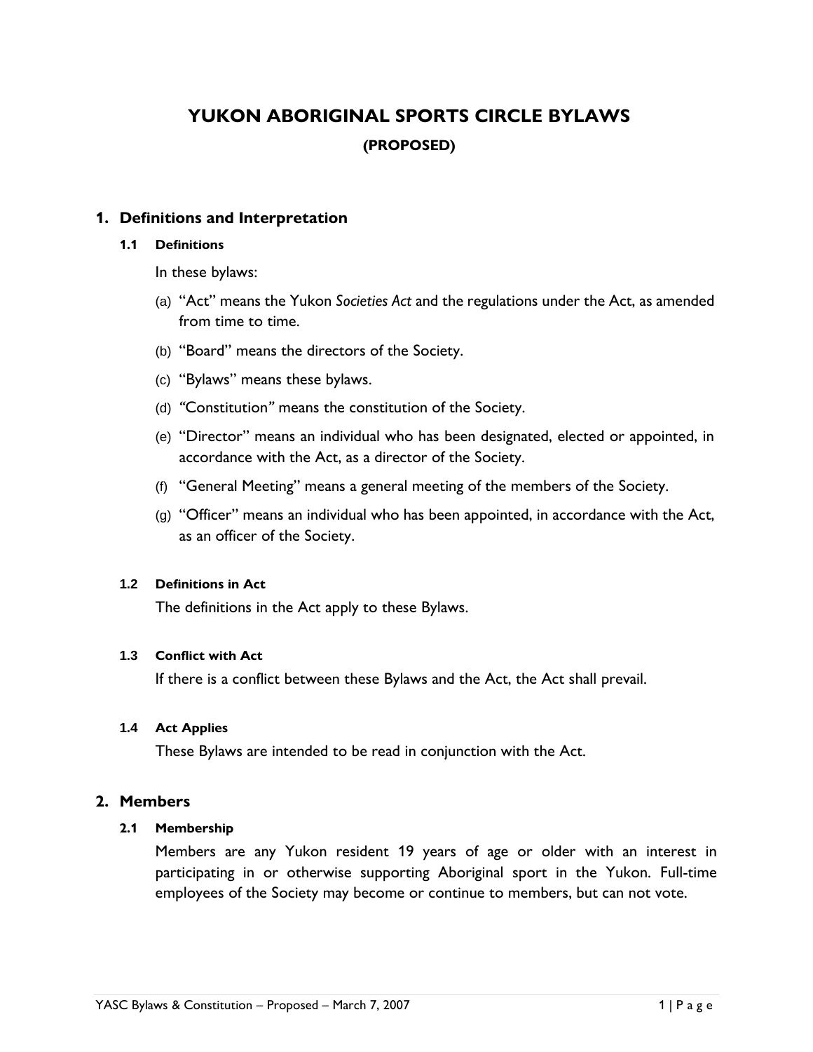# YUKON ABORIGINAL SPORTS CIRCLE BYLAWS

**(PROPOSED)**

## 1. Definitions and Interpretation

### 1.1 Definitions

In these bylaws:

(a) "Act" means the Yukon *Societies Act* and the regulations under the Act, as amended from time to time.

(b) "Board" means the directors of the Society.

(c) "Bylaws" means these bylaws.

(d) "Constitution" means the constitution of the Society.

(e) "Director" means an individual who has been designated, elected or appointed, in accordance with the Act, as a director of the Society.

(f) "General Meeting" means a general meeting of the members of the Society.

(g) "Officer" means an individual who has been appointed, in accordance with the Act, as an officer of the Society.

### 1.2 Definitions in Act

The definitions in the Act apply to these Bylaws.

### 1.3 Conflict with Act

If there is a conflict between these Bylaws and the Act, the Act shall prevail.

### 1.4 Act Applies

These Bylaws are intended to be read in conjunction with the Act.

## 2. Members

### 2.1 Membership

Members are any Yukon resident 19 years of age or older with an interest in participating in or otherwise supporting Aboriginal sport in the Yukon. Full-time employees of the Society may become or continue to members, but can not vote.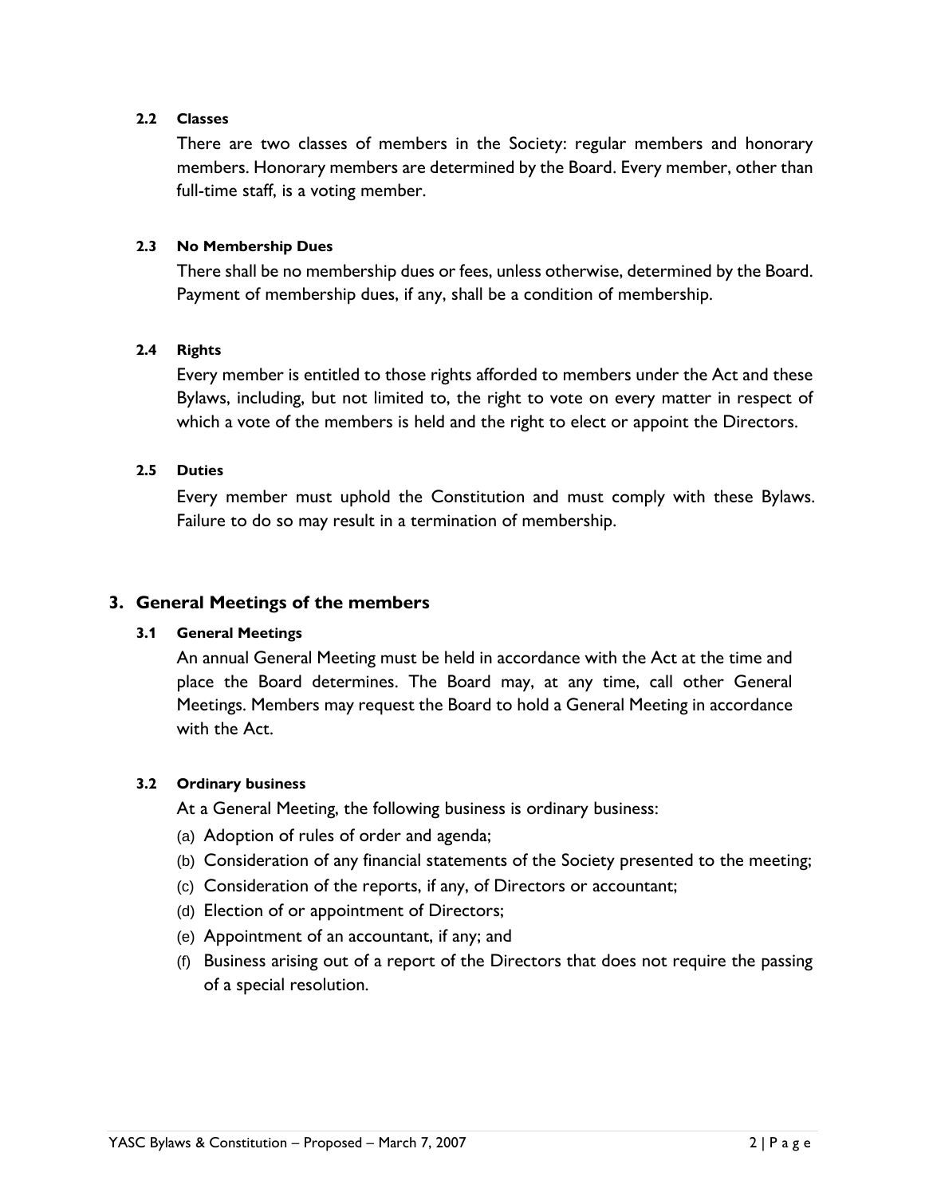#### 2.2 Classes

There are two classes of members in the Society: regular members and honorary members. Honorary members are determined by the Board. Every member, other than full-time staff, is a voting member.

#### 2.3 No Membership Dues

There shall be no membership dues or fees, unless otherwise, determined by the Board. Payment of membership dues, if any, shall be a condition of membership.

#### 2.4 Rights

Every member is entitled to those rights afforded to members under the Act and these Bylaws, including, but not limited to, the right to vote on every matter in respect of which a vote of the members is held and the right to elect or appoint the Directors.

#### 2.5 Duties

Every member must uphold the Constitution and must comply with these Bylaws. Failure to do so may result in a termination of membership.

## 3. General Meetings of the members

#### 3.1 General Meetings

An annual General Meeting must be held in accordance with the Act at the time and place the Board determines. The Board may, at any time, call other General Meetings. Members may request the Board to hold a General Meeting in accordance with the Act.

#### 3.2 Ordinary business

At a General Meeting, the following business is ordinary business:

(a) Adoption of rules of order and agenda;
(b) Consideration of any financial statements of the Society presented to the meeting;
(c) Consideration of the reports, if any, of Directors or accountant;
(d) Election of or appointment of Directors;
(e) Appointment of an accountant, if any; and
(f) Business arising out of a report of the Directors that does not require the passing of a special resolution.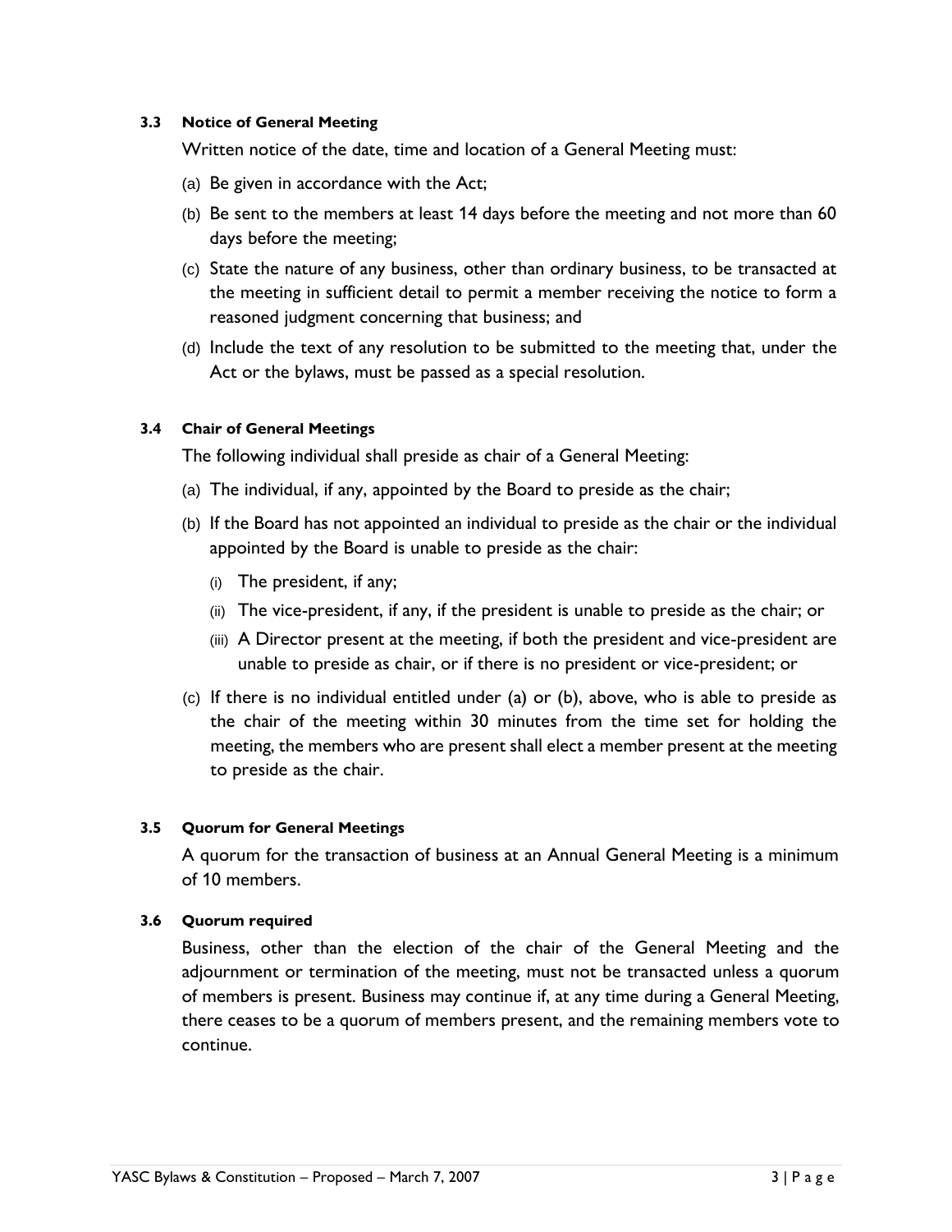### 3.3 Notice of General Meeting

Written notice of the date, time and location of a General Meeting must:

(a) Be given in accordance with the Act;

(b) Be sent to the members at least 14 days before the meeting and not more than 60 days before the meeting;

(c) State the nature of any business, other than ordinary business, to be transacted at the meeting in sufficient detail to permit a member receiving the notice to form a reasoned judgment concerning that business; and

(d) Include the text of any resolution to be submitted to the meeting that, under the Act or the bylaws, must be passed as a special resolution.

### 3.4 Chair of General Meetings

The following individual shall preside as chair of a General Meeting:

(a) The individual, if any, appointed by the Board to preside as the chair;

(b) If the Board has not appointed an individual to preside as the chair or the individual appointed by the Board is unable to preside as the chair:

  (i) The president, if any;

  (ii) The vice-president, if any, if the president is unable to preside as the chair; or

  (iii) A Director present at the meeting, if both the president and vice-president are unable to preside as chair, or if there is no president or vice-president; or

(c) If there is no individual entitled under (a) or (b), above, who is able to preside as the chair of the meeting within 30 minutes from the time set for holding the meeting, the members who are present shall elect a member present at the meeting to preside as the chair.

### 3.5 Quorum for General Meetings

A quorum for the transaction of business at an Annual General Meeting is a minimum of 10 members.

### 3.6 Quorum required

Business, other than the election of the chair of the General Meeting and the adjournment or termination of the meeting, must not be transacted unless a quorum of members is present. Business may continue if, at any time during a General Meeting, there ceases to be a quorum of members present, and the remaining members vote to continue.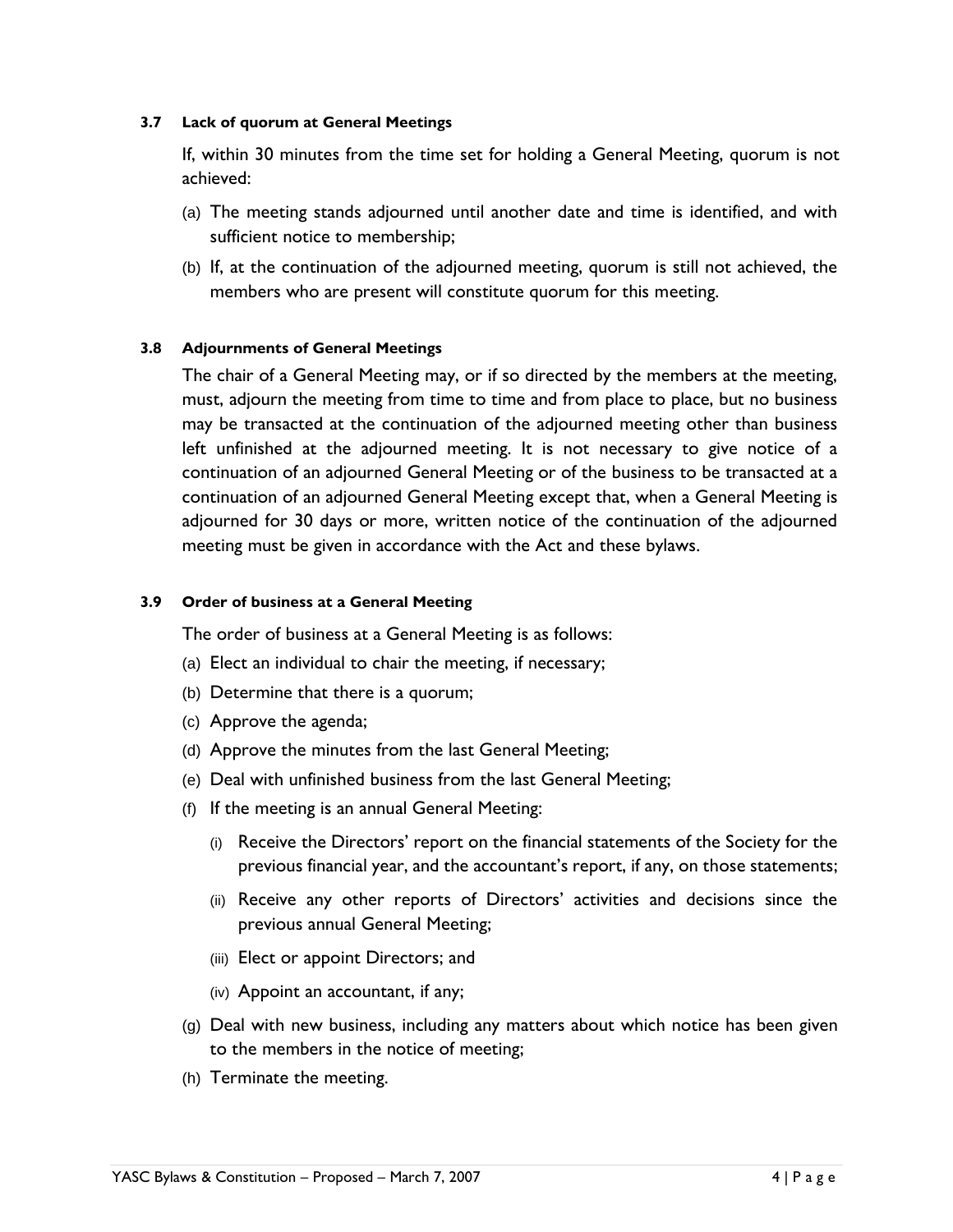#### 3.7 Lack of quorum at General Meetings

If, within 30 minutes from the time set for holding a General Meeting, quorum is not achieved:

(a) The meeting stands adjourned until another date and time is identified, and with sufficient notice to membership;

(b) If, at the continuation of the adjourned meeting, quorum is still not achieved, the members who are present will constitute quorum for this meeting.

#### 3.8 Adjournments of General Meetings

The chair of a General Meeting may, or if so directed by the members at the meeting, must, adjourn the meeting from time to time and from place to place, but no business may be transacted at the continuation of the adjourned meeting other than business left unfinished at the adjourned meeting. It is not necessary to give notice of a continuation of an adjourned General Meeting or of the business to be transacted at a continuation of an adjourned General Meeting except that, when a General Meeting is adjourned for 30 days or more, written notice of the continuation of the adjourned meeting must be given in accordance with the Act and these bylaws.

#### 3.9 Order of business at a General Meeting

The order of business at a General Meeting is as follows:

(a) Elect an individual to chair the meeting, if necessary;

(b) Determine that there is a quorum;

(c) Approve the agenda;

(d) Approve the minutes from the last General Meeting;

(e) Deal with unfinished business from the last General Meeting;

(f) If the meeting is an annual General Meeting:

   (i) Receive the Directors' report on the financial statements of the Society for the previous financial year, and the accountant's report, if any, on those statements;

   (ii) Receive any other reports of Directors' activities and decisions since the previous annual General Meeting;

   (iii) Elect or appoint Directors; and

   (iv) Appoint an accountant, if any;

(g) Deal with new business, including any matters about which notice has been given to the members in the notice of meeting;

(h) Terminate the meeting.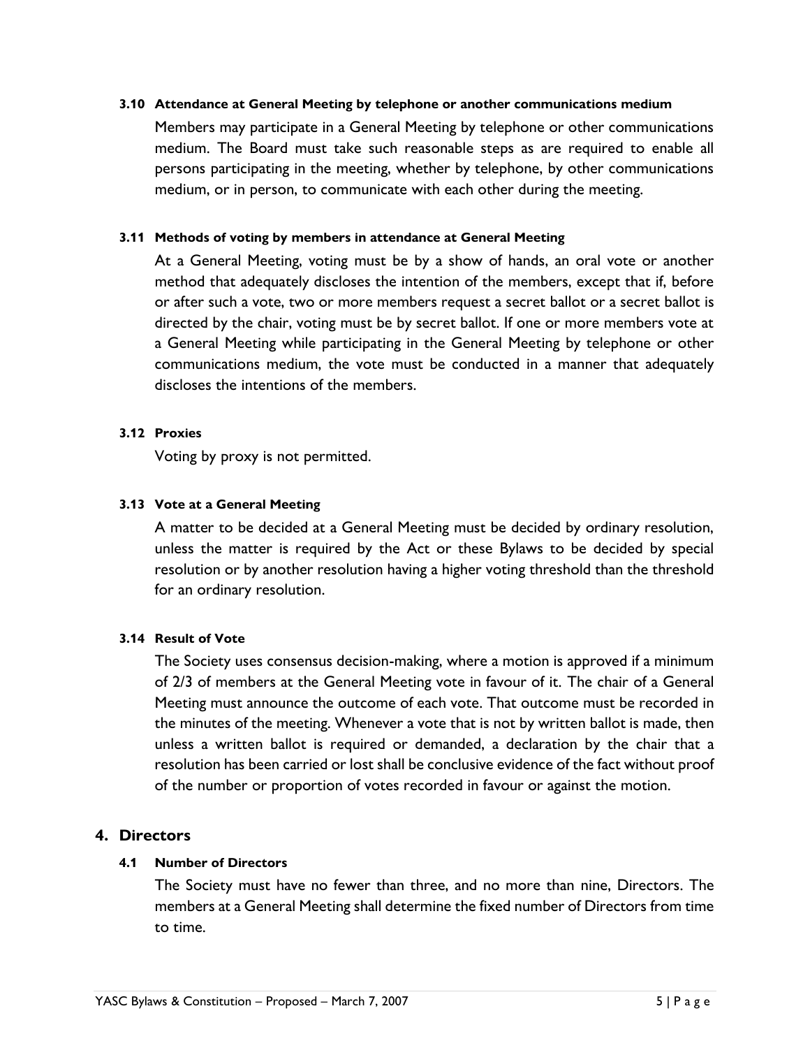### 3.10 Attendance at General Meeting by telephone or another communications medium

Members may participate in a General Meeting by telephone or other communications medium. The Board must take such reasonable steps as are required to enable all persons participating in the meeting, whether by telephone, by other communications medium, or in person, to communicate with each other during the meeting.

### 3.11 Methods of voting by members in attendance at General Meeting

At a General Meeting, voting must be by a show of hands, an oral vote or another method that adequately discloses the intention of the members, except that if, before or after such a vote, two or more members request a secret ballot or a secret ballot is directed by the chair, voting must be by secret ballot. If one or more members vote at a General Meeting while participating in the General Meeting by telephone or other communications medium, the vote must be conducted in a manner that adequately discloses the intentions of the members.

### 3.12 Proxies

Voting by proxy is not permitted.

### 3.13 Vote at a General Meeting

A matter to be decided at a General Meeting must be decided by ordinary resolution, unless the matter is required by the Act or these Bylaws to be decided by special resolution or by another resolution having a higher voting threshold than the threshold for an ordinary resolution.

### 3.14 Result of Vote

The Society uses consensus decision-making, where a motion is approved if a minimum of 2/3 of members at the General Meeting vote in favour of it. The chair of a General Meeting must announce the outcome of each vote. That outcome must be recorded in the minutes of the meeting. Whenever a vote that is not by written ballot is made, then unless a written ballot is required or demanded, a declaration by the chair that a resolution has been carried or lost shall be conclusive evidence of the fact without proof of the number or proportion of votes recorded in favour or against the motion.

## 4. Directors

### 4.1 Number of Directors

The Society must have no fewer than three, and no more than nine, Directors. The members at a General Meeting shall determine the fixed number of Directors from time to time.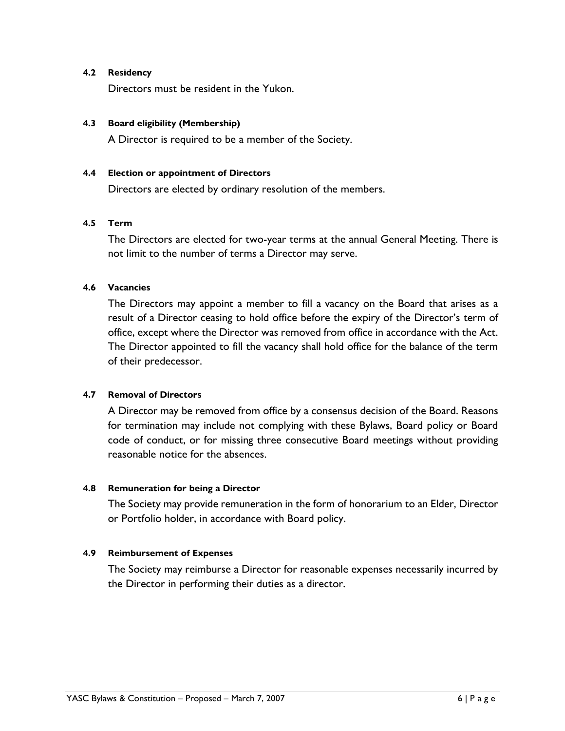#### 4.2 Residency

Directors must be resident in the Yukon.

#### 4.3 Board eligibility (Membership)

A Director is required to be a member of the Society.

#### 4.4 Election or appointment of Directors

Directors are elected by ordinary resolution of the members.

#### 4.5 Term

The Directors are elected for two-year terms at the annual General Meeting. There is not limit to the number of terms a Director may serve.

#### 4.6 Vacancies

The Directors may appoint a member to fill a vacancy on the Board that arises as a result of a Director ceasing to hold office before the expiry of the Director's term of office, except where the Director was removed from office in accordance with the Act. The Director appointed to fill the vacancy shall hold office for the balance of the term of their predecessor.

#### 4.7 Removal of Directors

A Director may be removed from office by a consensus decision of the Board. Reasons for termination may include not complying with these Bylaws, Board policy or Board code of conduct, or for missing three consecutive Board meetings without providing reasonable notice for the absences.

#### 4.8 Remuneration for being a Director

The Society may provide remuneration in the form of honorarium to an Elder, Director or Portfolio holder, in accordance with Board policy.

#### 4.9 Reimbursement of Expenses

The Society may reimburse a Director for reasonable expenses necessarily incurred by the Director in performing their duties as a director.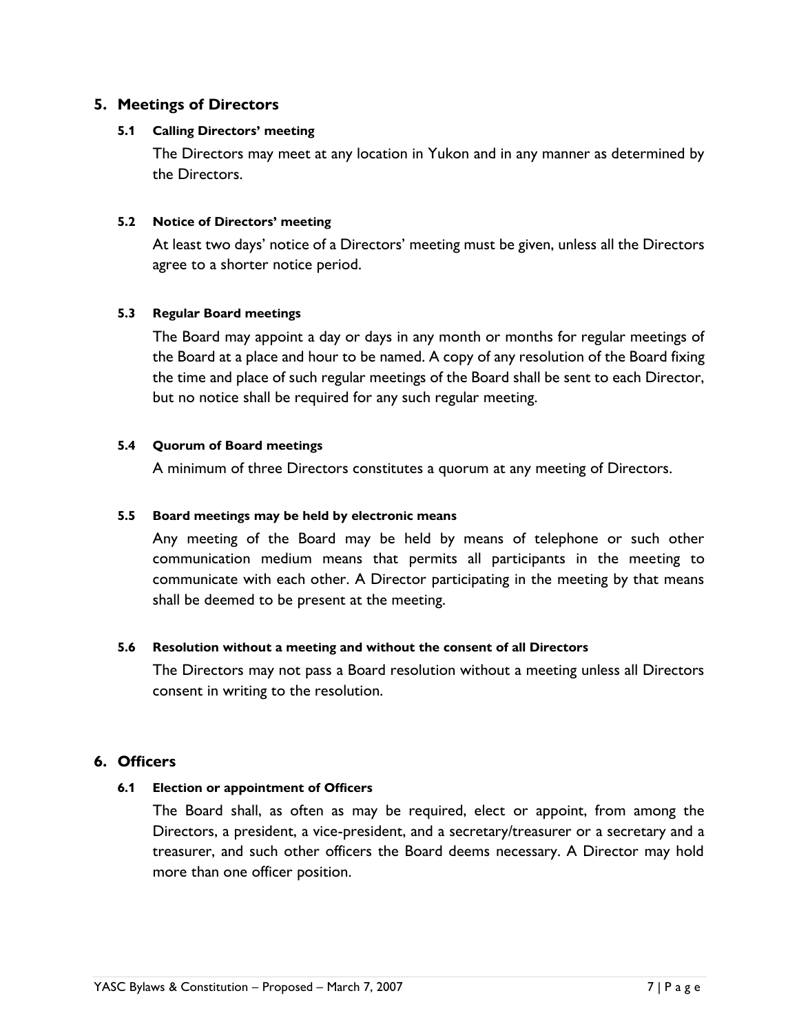## 5. Meetings of Directors

### 5.1 Calling Directors' meeting

The Directors may meet at any location in Yukon and in any manner as determined by the Directors.

### 5.2 Notice of Directors' meeting

At least two days' notice of a Directors' meeting must be given, unless all the Directors agree to a shorter notice period.

### 5.3 Regular Board meetings

The Board may appoint a day or days in any month or months for regular meetings of the Board at a place and hour to be named. A copy of any resolution of the Board fixing the time and place of such regular meetings of the Board shall be sent to each Director, but no notice shall be required for any such regular meeting.

### 5.4 Quorum of Board meetings

A minimum of three Directors constitutes a quorum at any meeting of Directors.

### 5.5 Board meetings may be held by electronic means

Any meeting of the Board may be held by means of telephone or such other communication medium means that permits all participants in the meeting to communicate with each other. A Director participating in the meeting by that means shall be deemed to be present at the meeting.

### 5.6 Resolution without a meeting and without the consent of all Directors

The Directors may not pass a Board resolution without a meeting unless all Directors consent in writing to the resolution.

## 6. Officers

### 6.1 Election or appointment of Officers

The Board shall, as often as may be required, elect or appoint, from among the Directors, a president, a vice-president, and a secretary/treasurer or a secretary and a treasurer, and such other officers the Board deems necessary. A Director may hold more than one officer position.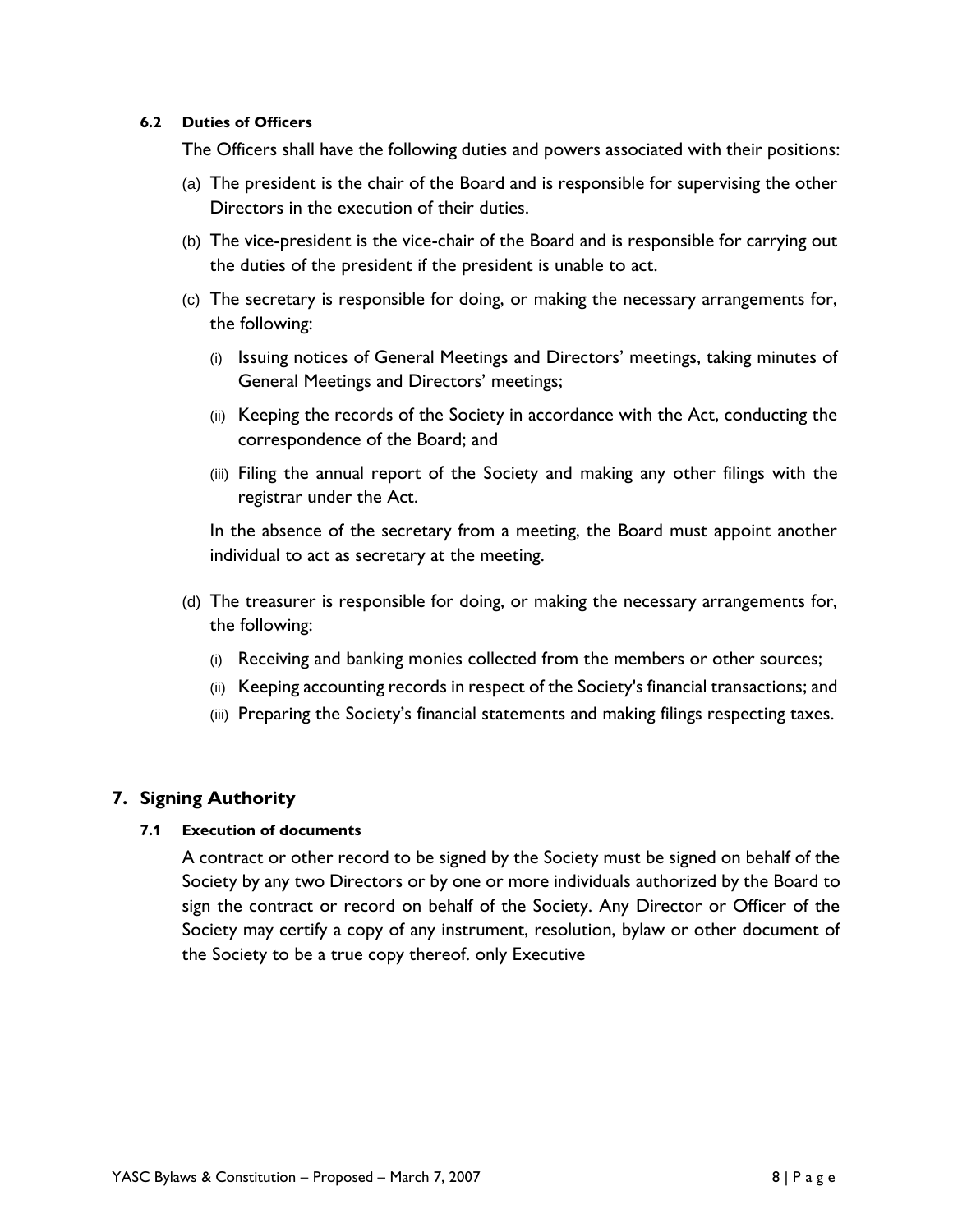#### 6.2 Duties of Officers

The Officers shall have the following duties and powers associated with their positions:

(a) The president is the chair of the Board and is responsible for supervising the other Directors in the execution of their duties.

(b) The vice-president is the vice-chair of the Board and is responsible for carrying out the duties of the president if the president is unable to act.

(c) The secretary is responsible for doing, or making the necessary arrangements for, the following:

  (i) Issuing notices of General Meetings and Directors' meetings, taking minutes of General Meetings and Directors' meetings;

  (ii) Keeping the records of the Society in accordance with the Act, conducting the correspondence of the Board; and

  (iii) Filing the annual report of the Society and making any other filings with the registrar under the Act.

  In the absence of the secretary from a meeting, the Board must appoint another individual to act as secretary at the meeting.

(d) The treasurer is responsible for doing, or making the necessary arrangements for, the following:

  (i) Receiving and banking monies collected from the members or other sources;

  (ii) Keeping accounting records in respect of the Society's financial transactions; and

  (iii) Preparing the Society's financial statements and making filings respecting taxes.

## 7. Signing Authority

#### 7.1 Execution of documents

A contract or other record to be signed by the Society must be signed on behalf of the Society by any two Directors or by one or more individuals authorized by the Board to sign the contract or record on behalf of the Society. Any Director or Officer of the Society may certify a copy of any instrument, resolution, bylaw or other document of the Society to be a true copy thereof. only Executive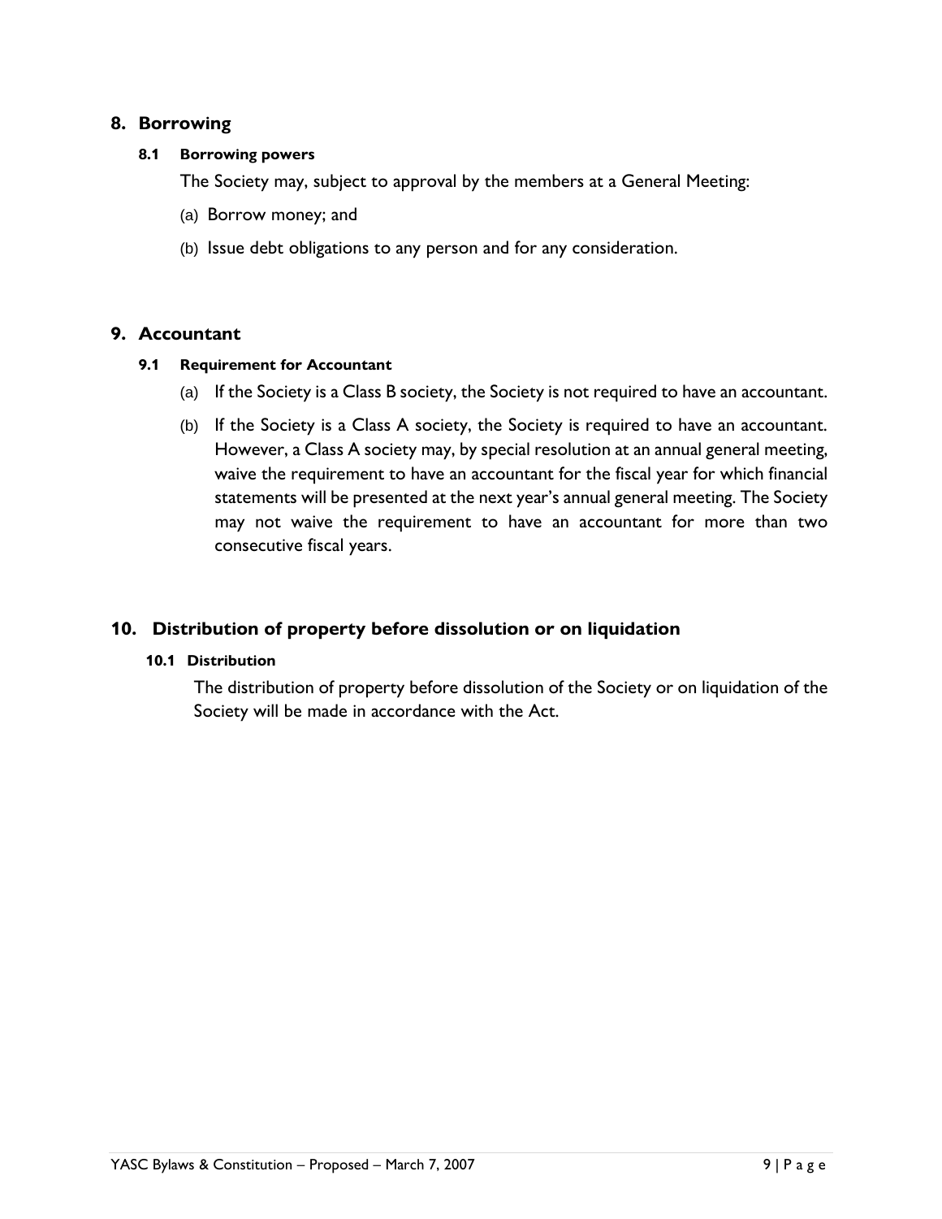## 8. Borrowing

### 8.1 Borrowing powers

The Society may, subject to approval by the members at a General Meeting:

(a) Borrow money; and

(b) Issue debt obligations to any person and for any consideration.

## 9. Accountant

### 9.1 Requirement for Accountant

(a) If the Society is a Class B society, the Society is not required to have an accountant.

(b) If the Society is a Class A society, the Society is required to have an accountant. However, a Class A society may, by special resolution at an annual general meeting, waive the requirement to have an accountant for the fiscal year for which financial statements will be presented at the next year's annual general meeting. The Society may not waive the requirement to have an accountant for more than two consecutive fiscal years.

## 10. Distribution of property before dissolution or on liquidation

### 10.1 Distribution

The distribution of property before dissolution of the Society or on liquidation of the Society will be made in accordance with the Act.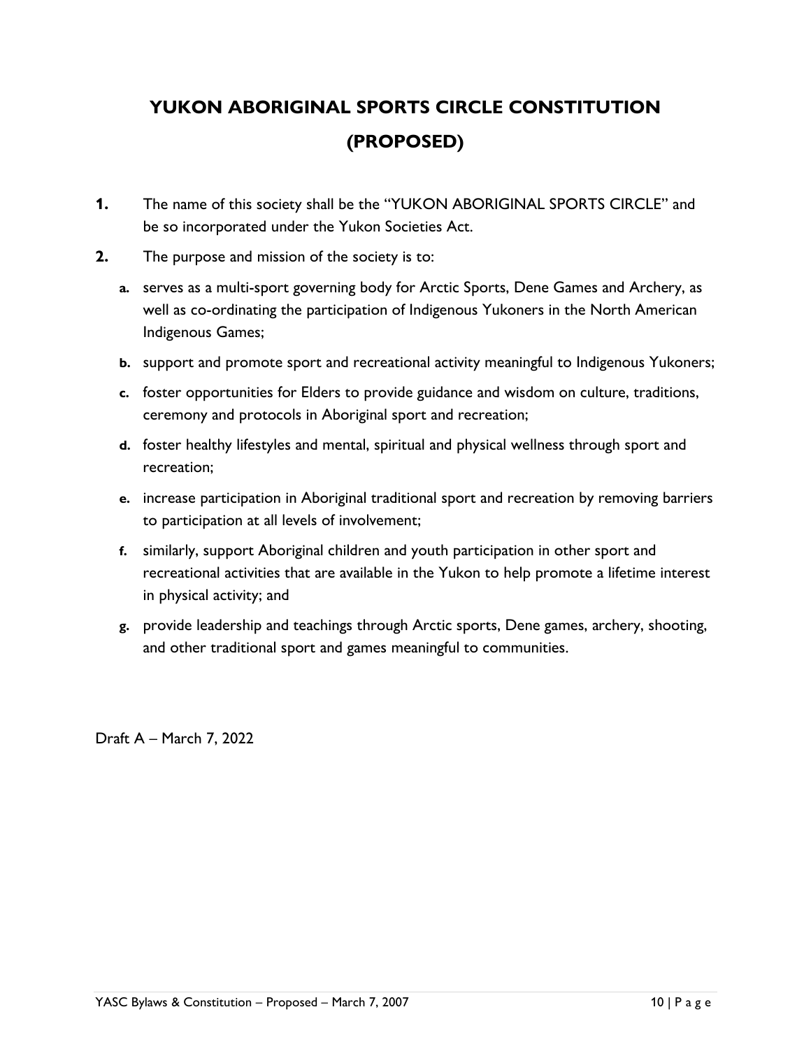# YUKON ABORIGINAL SPORTS CIRCLE CONSTITUTION (PROPOSED)

**1.** The name of this society shall be the "YUKON ABORIGINAL SPORTS CIRCLE" and be so incorporated under the Yukon Societies Act.

**2.** The purpose and mission of the society is to:

**a.** serves as a multi-sport governing body for Arctic Sports, Dene Games and Archery, as well as co-ordinating the participation of Indigenous Yukoners in the North American Indigenous Games;

**b.** support and promote sport and recreational activity meaningful to Indigenous Yukoners;

**c.** foster opportunities for Elders to provide guidance and wisdom on culture, traditions, ceremony and protocols in Aboriginal sport and recreation;

**d.** foster healthy lifestyles and mental, spiritual and physical wellness through sport and recreation;

**e.** increase participation in Aboriginal traditional sport and recreation by removing barriers to participation at all levels of involvement;

**f.** similarly, support Aboriginal children and youth participation in other sport and recreational activities that are available in the Yukon to help promote a lifetime interest in physical activity; and

**g.** provide leadership and teachings through Arctic sports, Dene games, archery, shooting, and other traditional sport and games meaningful to communities.

Draft A – March 7, 2022